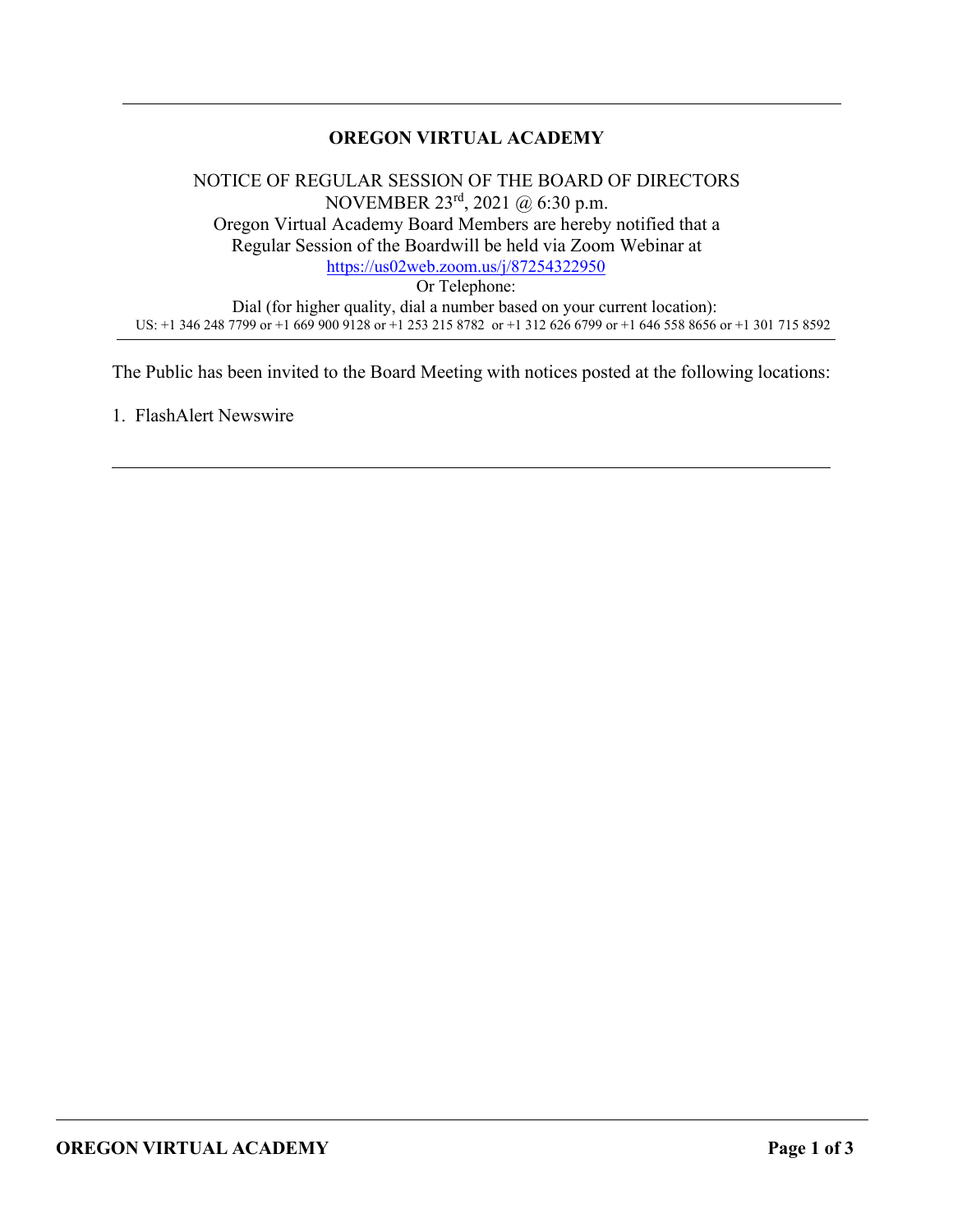# OREGON VIRTUAL ACADEMY

NOTICE OF REGULAR SESSION OF THE BOARD OF DIRECTORS
NOVEMBER 23rd, 2021 @ 6:30 p.m.
Oregon Virtual Academy Board Members are hereby notified that a
Regular Session of the Boardwill be held via Zoom Webinar at
https://us02web.zoom.us/j/87254322950
Or Telephone:
Dial (for higher quality, dial a number based on your current location):
US: +1 346 248 7799 or +1 669 900 9128 or +1 253 215 8782 or +1 312 626 6799 or +1 646 558 8656 or +1 301 715 8592

---

The Public has been invited to the Board Meeting with notices posted at the following locations:

1. FlashAlert Newswire

---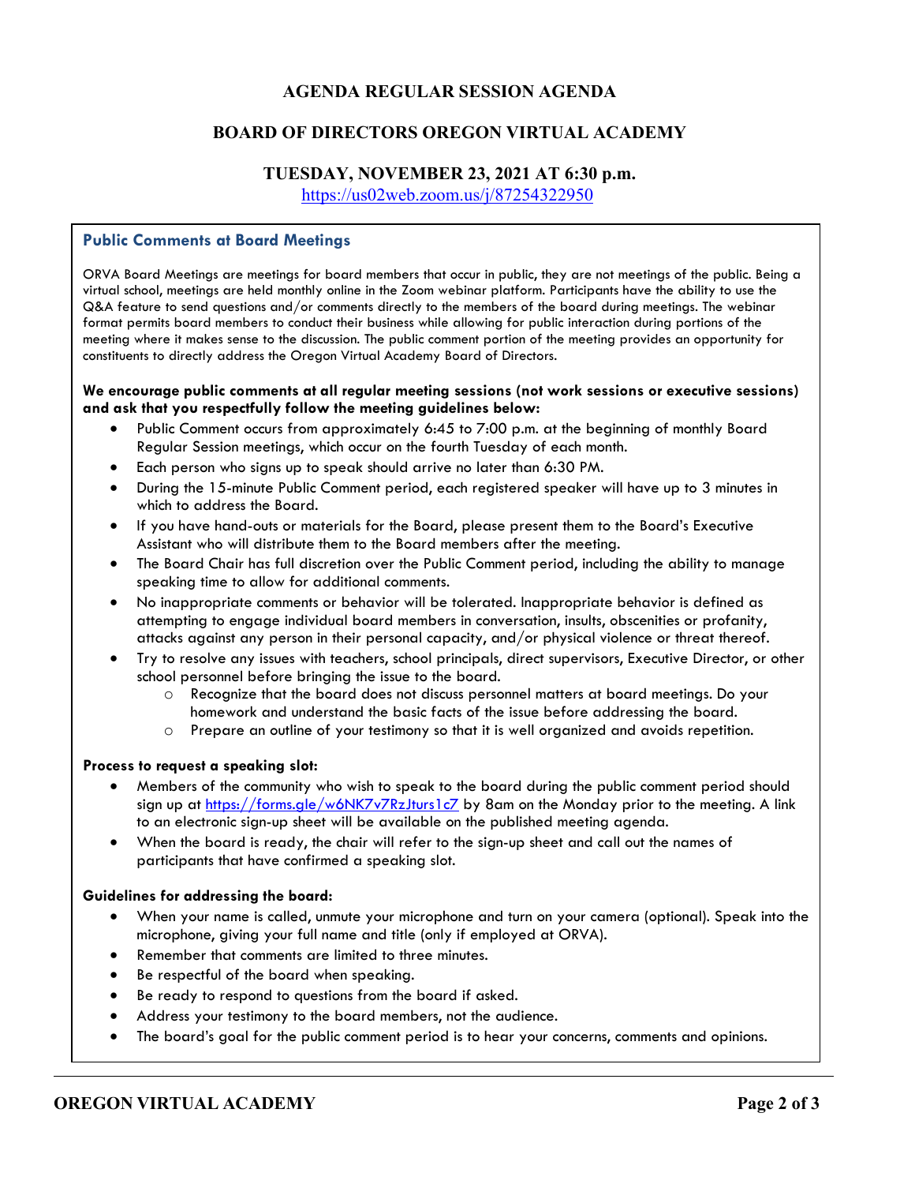# AGENDA REGULAR SESSION AGENDA

## BOARD OF DIRECTORS OREGON VIRTUAL ACADEMY

### TUESDAY, NOVEMBER 23, 2021 AT 6:30 p.m.

https://us02web.zoom.us/j/87254322950

### Public Comments at Board Meetings

ORVA Board Meetings are meetings for board members that occur in public, they are not meetings of the public. Being a virtual school, meetings are held monthly online in the Zoom webinar platform. Participants have the ability to use the Q&A feature to send questions and/or comments directly to the members of the board during meetings. The webinar format permits board members to conduct their business while allowing for public interaction during portions of the meeting where it makes sense to the discussion. The public comment portion of the meeting provides an opportunity for constituents to directly address the Oregon Virtual Academy Board of Directors.

**We encourage public comments at all regular meeting sessions (not work sessions or executive sessions) and ask that you respectfully follow the meeting guidelines below:**

- Public Comment occurs from approximately 6:45 to 7:00 p.m. at the beginning of monthly Board Regular Session meetings, which occur on the fourth Tuesday of each month.
- Each person who signs up to speak should arrive no later than 6:30 PM.
- During the 15-minute Public Comment period, each registered speaker will have up to 3 minutes in which to address the Board.
- If you have hand-outs or materials for the Board, please present them to the Board's Executive Assistant who will distribute them to the Board members after the meeting.
- The Board Chair has full discretion over the Public Comment period, including the ability to manage speaking time to allow for additional comments.
- No inappropriate comments or behavior will be tolerated. Inappropriate behavior is defined as attempting to engage individual board members in conversation, insults, obscenities or profanity, attacks against any person in their personal capacity, and/or physical violence or threat thereof.
- Try to resolve any issues with teachers, school principals, direct supervisors, Executive Director, or other school personnel before bringing the issue to the board.
  - Recognize that the board does not discuss personnel matters at board meetings. Do your homework and understand the basic facts of the issue before addressing the board.
  - Prepare an outline of your testimony so that it is well organized and avoids repetition.

**Process to request a speaking slot:**

- Members of the community who wish to speak to the board during the public comment period should sign up at https://forms.gle/w6NK7v7RzJturs1c7 by 8am on the Monday prior to the meeting. A link to an electronic sign-up sheet will be available on the published meeting agenda.
- When the board is ready, the chair will refer to the sign-up sheet and call out the names of participants that have confirmed a speaking slot.

**Guidelines for addressing the board:**

- When your name is called, unmute your microphone and turn on your camera (optional). Speak into the microphone, giving your full name and title (only if employed at ORVA).
- Remember that comments are limited to three minutes.
- Be respectful of the board when speaking.
- Be ready to respond to questions from the board if asked.
- Address your testimony to the board members, not the audience.
- The board's goal for the public comment period is to hear your concerns, comments and opinions.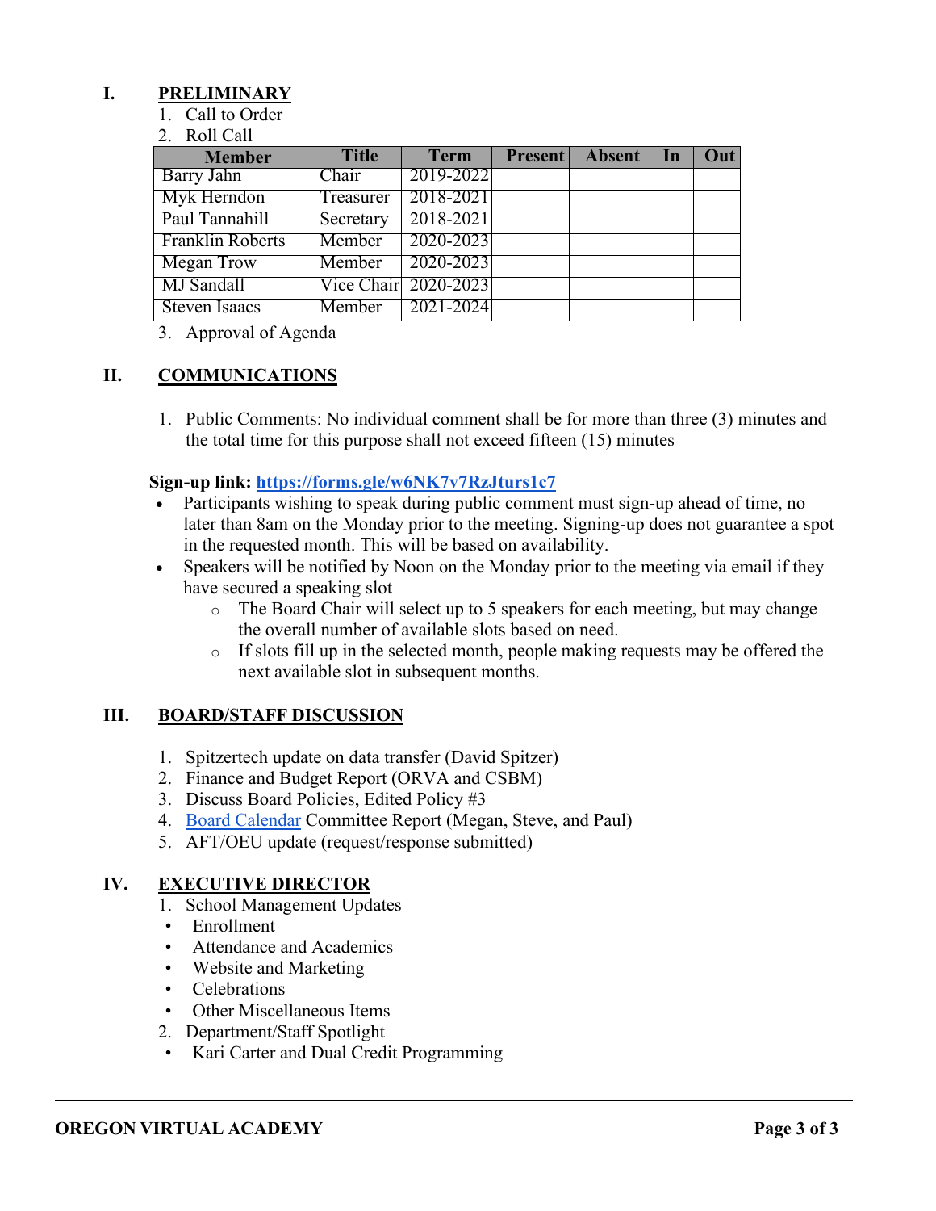## I. PRELIMINARY

1. Call to Order
2. Roll Call

| Member | Title | Term | Present | Absent | In | Out |
|---|---|---|---|---|---|---|
| Barry Jahn | Chair | 2019-2022 | | | | |
| Myk Herndon | Treasurer | 2018-2021 | | | | |
| Paul Tannahill | Secretary | 2018-2021 | | | | |
| Franklin Roberts | Member | 2020-2023 | | | | |
| Megan Trow | Member | 2020-2023 | | | | |
| MJ Sandall | Vice Chair | 2020-2023 | | | | |
| Steven Isaacs | Member | 2021-2024 | | | | |

3. Approval of Agenda

## II. COMMUNICATIONS

1. Public Comments: No individual comment shall be for more than three (3) minutes and the total time for this purpose shall not exceed fifteen (15) minutes

**Sign-up link: https://forms.gle/w6NK7v7RzJturs1c7**

- Participants wishing to speak during public comment must sign-up ahead of time, no later than 8am on the Monday prior to the meeting. Signing-up does not guarantee a spot in the requested month. This will be based on availability.
- Speakers will be notified by Noon on the Monday prior to the meeting via email if they have secured a speaking slot
  - The Board Chair will select up to 5 speakers for each meeting, but may change the overall number of available slots based on need.
  - If slots fill up in the selected month, people making requests may be offered the next available slot in subsequent months.

## III. BOARD/STAFF DISCUSSION

1. Spitzertech update on data transfer (David Spitzer)
2. Finance and Budget Report (ORVA and CSBM)
3. Discuss Board Policies, Edited Policy #3
4. Board Calendar Committee Report (Megan, Steve, and Paul)
5. AFT/OEU update (request/response submitted)

## IV. EXECUTIVE DIRECTOR

1. School Management Updates
   - Enrollment
   - Attendance and Academics
   - Website and Marketing
   - Celebrations
   - Other Miscellaneous Items
2. Department/Staff Spotlight
   - Kari Carter and Dual Credit Programming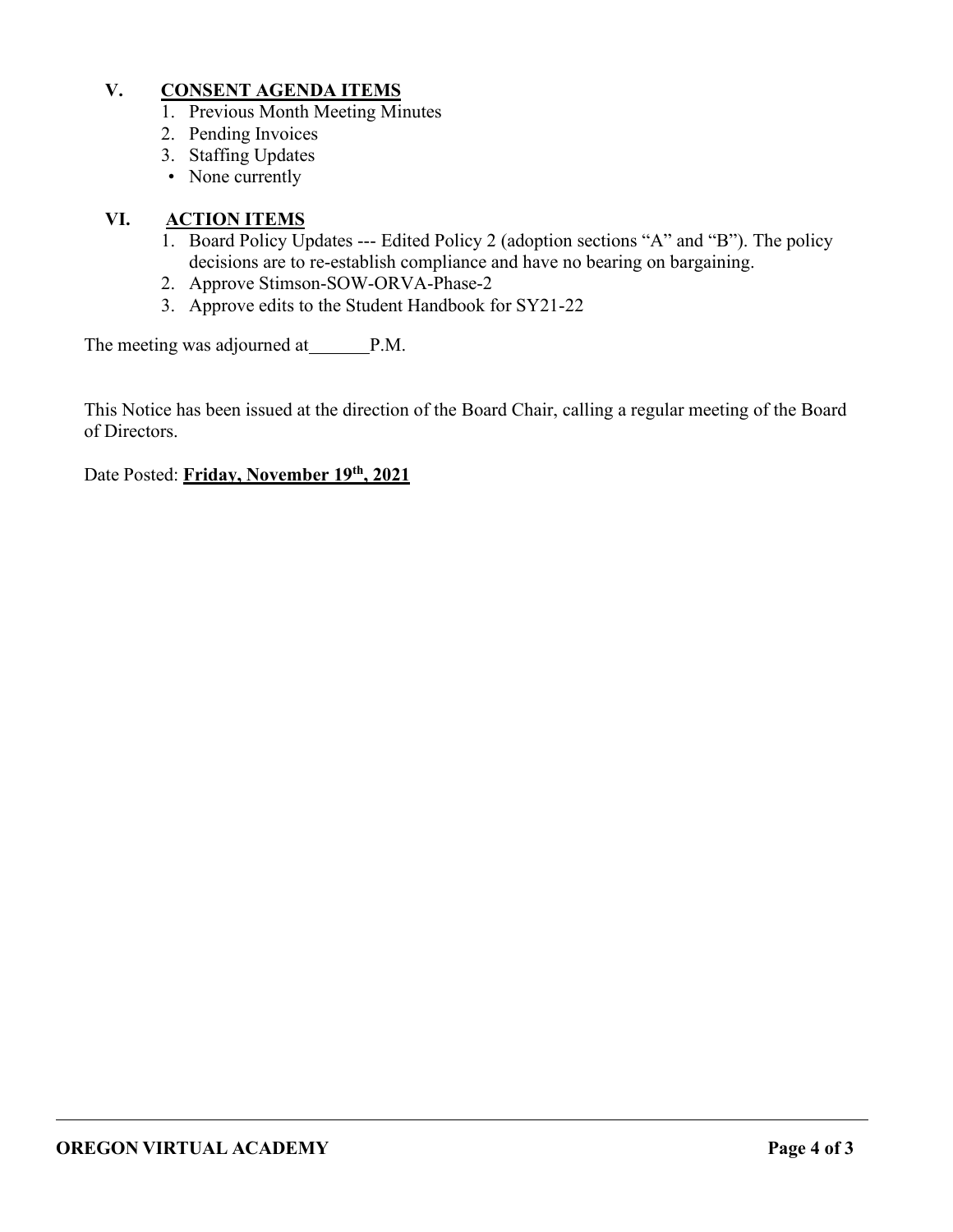## V. CONSENT AGENDA ITEMS

1. Previous Month Meeting Minutes
2. Pending Invoices
3. Staffing Updates
   - None currently

## VI. ACTION ITEMS

1. Board Policy Updates --- Edited Policy 2 (adoption sections "A" and "B"). The policy decisions are to re-establish compliance and have no bearing on bargaining.
2. Approve Stimson-SOW-ORVA-Phase-2
3. Approve edits to the Student Handbook for SY21-22

The meeting was adjourned at_______P.M.

This Notice has been issued at the direction of the Board Chair, calling a regular meeting of the Board of Directors.

Date Posted: **Friday, November 19th, 2021**